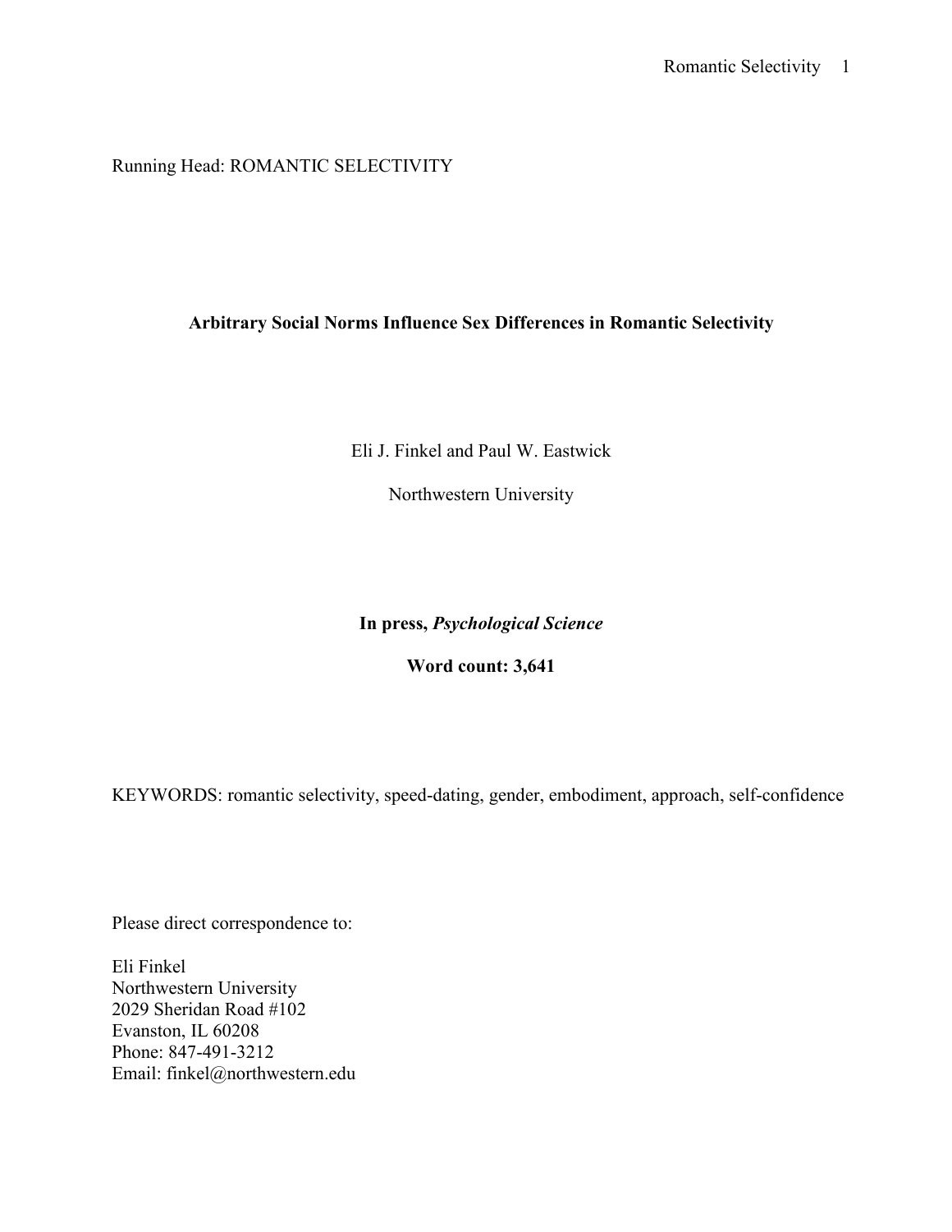Running Head: ROMANTIC SELECTIVITY

# Arbitrary Social Norms Influence Sex Differences in Romantic Selectivity

Eli J. Finkel and Paul W. Eastwick

Northwestern University

**In press, *Psychological Science***

**Word count: 3,641**

KEYWORDS: romantic selectivity, speed-dating, gender, embodiment, approach, self-confidence

Please direct correspondence to:

Eli Finkel
Northwestern University
2029 Sheridan Road #102
Evanston, IL 60208
Phone: 847-491-3212
Email: finkel@northwestern.edu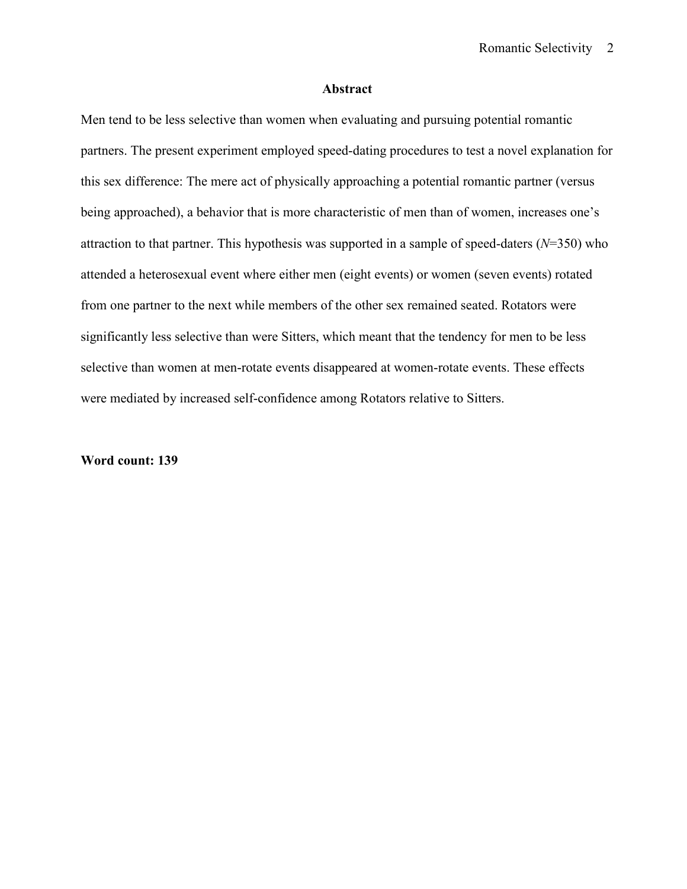## Abstract

Men tend to be less selective than women when evaluating and pursuing potential romantic partners. The present experiment employed speed-dating procedures to test a novel explanation for this sex difference: The mere act of physically approaching a potential romantic partner (versus being approached), a behavior that is more characteristic of men than of women, increases one's attraction to that partner. This hypothesis was supported in a sample of speed-daters ($N$=350) who attended a heterosexual event where either men (eight events) or women (seven events) rotated from one partner to the next while members of the other sex remained seated. Rotators were significantly less selective than were Sitters, which meant that the tendency for men to be less selective than women at men-rotate events disappeared at women-rotate events. These effects were mediated by increased self-confidence among Rotators relative to Sitters.

**Word count: 139**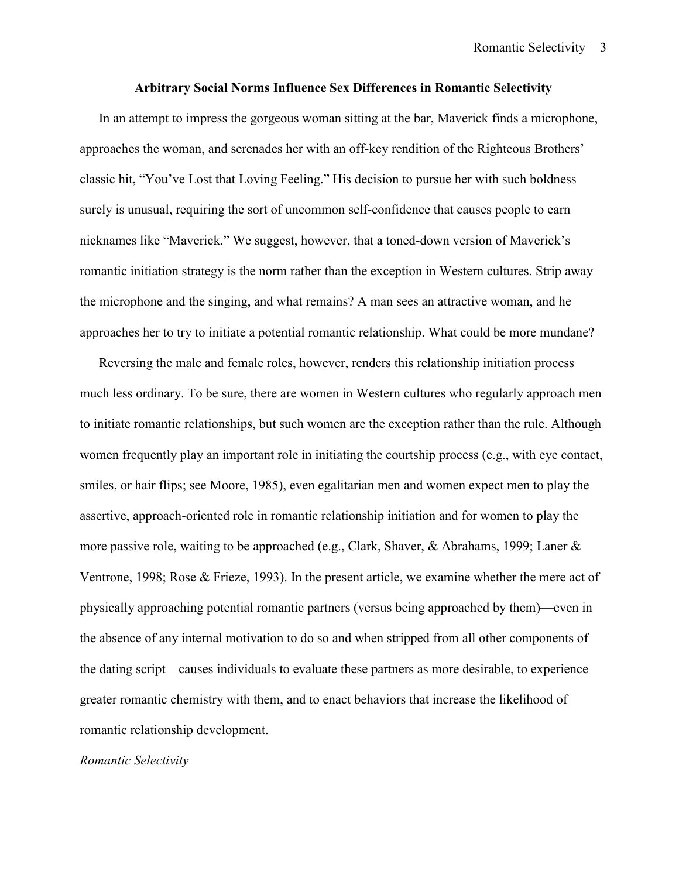## Arbitrary Social Norms Influence Sex Differences in Romantic Selectivity

In an attempt to impress the gorgeous woman sitting at the bar, Maverick finds a microphone, approaches the woman, and serenades her with an off-key rendition of the Righteous Brothers' classic hit, "You've Lost that Loving Feeling." His decision to pursue her with such boldness surely is unusual, requiring the sort of uncommon self-confidence that causes people to earn nicknames like "Maverick." We suggest, however, that a toned-down version of Maverick's romantic initiation strategy is the norm rather than the exception in Western cultures. Strip away the microphone and the singing, and what remains? A man sees an attractive woman, and he approaches her to try to initiate a potential romantic relationship. What could be more mundane?

Reversing the male and female roles, however, renders this relationship initiation process much less ordinary. To be sure, there are women in Western cultures who regularly approach men to initiate romantic relationships, but such women are the exception rather than the rule. Although women frequently play an important role in initiating the courtship process (e.g., with eye contact, smiles, or hair flips; see Moore, 1985), even egalitarian men and women expect men to play the assertive, approach-oriented role in romantic relationship initiation and for women to play the more passive role, waiting to be approached (e.g., Clark, Shaver, & Abrahams, 1999; Laner & Ventrone, 1998; Rose & Frieze, 1993). In the present article, we examine whether the mere act of physically approaching potential romantic partners (versus being approached by them)—even in the absence of any internal motivation to do so and when stripped from all other components of the dating script—causes individuals to evaluate these partners as more desirable, to experience greater romantic chemistry with them, and to enact behaviors that increase the likelihood of romantic relationship development.

### *Romantic Selectivity*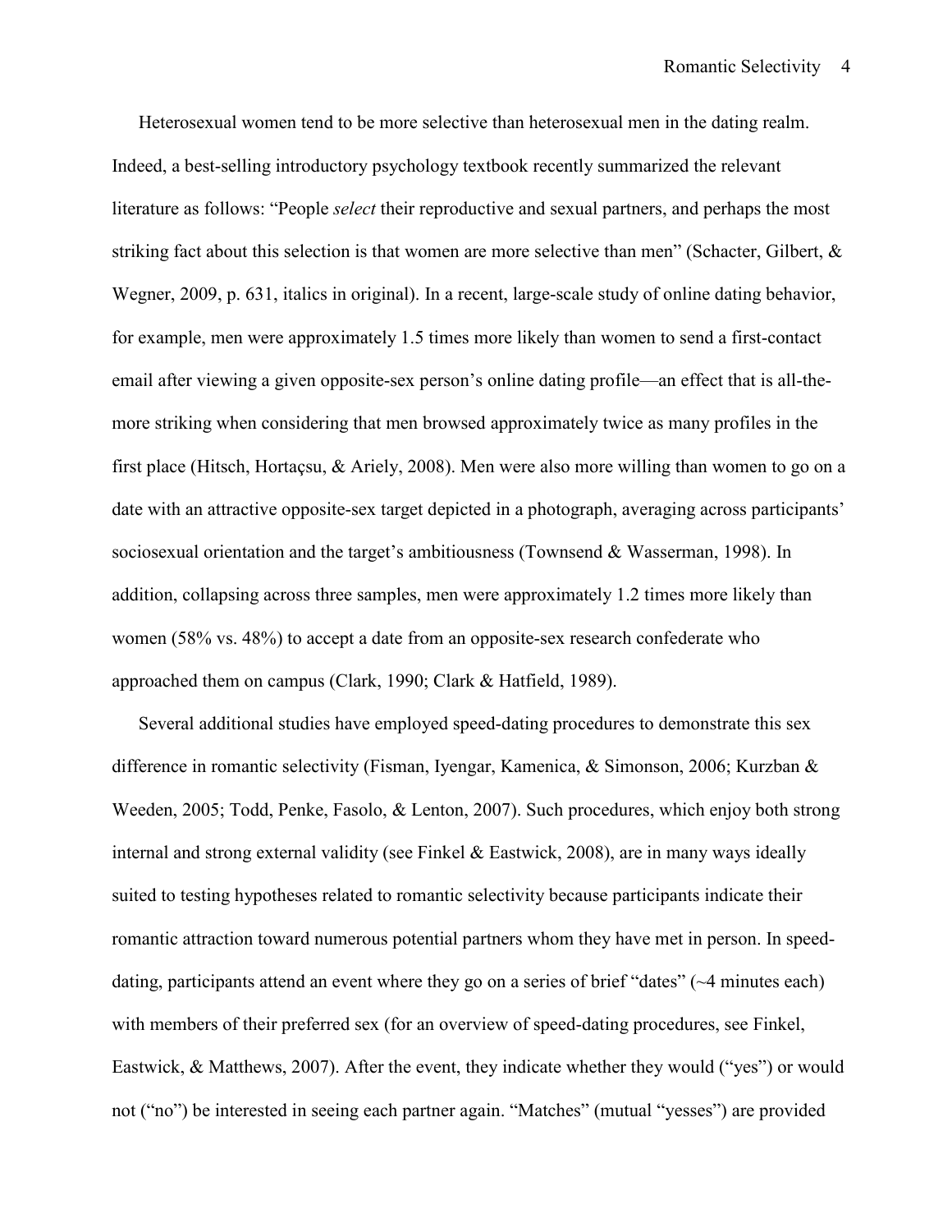Heterosexual women tend to be more selective than heterosexual men in the dating realm. Indeed, a best-selling introductory psychology textbook recently summarized the relevant literature as follows: "People *select* their reproductive and sexual partners, and perhaps the most striking fact about this selection is that women are more selective than men" (Schacter, Gilbert, & Wegner, 2009, p. 631, italics in original). In a recent, large-scale study of online dating behavior, for example, men were approximately 1.5 times more likely than women to send a first-contact email after viewing a given opposite-sex person's online dating profile—an effect that is all-the-more striking when considering that men browsed approximately twice as many profiles in the first place (Hitsch, Hortaçsu, & Ariely, 2008). Men were also more willing than women to go on a date with an attractive opposite-sex target depicted in a photograph, averaging across participants' sociosexual orientation and the target's ambitiousness (Townsend & Wasserman, 1998). In addition, collapsing across three samples, men were approximately 1.2 times more likely than women (58% vs. 48%) to accept a date from an opposite-sex research confederate who approached them on campus (Clark, 1990; Clark & Hatfield, 1989).

Several additional studies have employed speed-dating procedures to demonstrate this sex difference in romantic selectivity (Fisman, Iyengar, Kamenica, & Simonson, 2006; Kurzban & Weeden, 2005; Todd, Penke, Fasolo, & Lenton, 2007). Such procedures, which enjoy both strong internal and strong external validity (see Finkel & Eastwick, 2008), are in many ways ideally suited to testing hypotheses related to romantic selectivity because participants indicate their romantic attraction toward numerous potential partners whom they have met in person. In speed-dating, participants attend an event where they go on a series of brief "dates" (~4 minutes each) with members of their preferred sex (for an overview of speed-dating procedures, see Finkel, Eastwick, & Matthews, 2007). After the event, they indicate whether they would ("yes") or would not ("no") be interested in seeing each partner again. "Matches" (mutual "yesses") are provided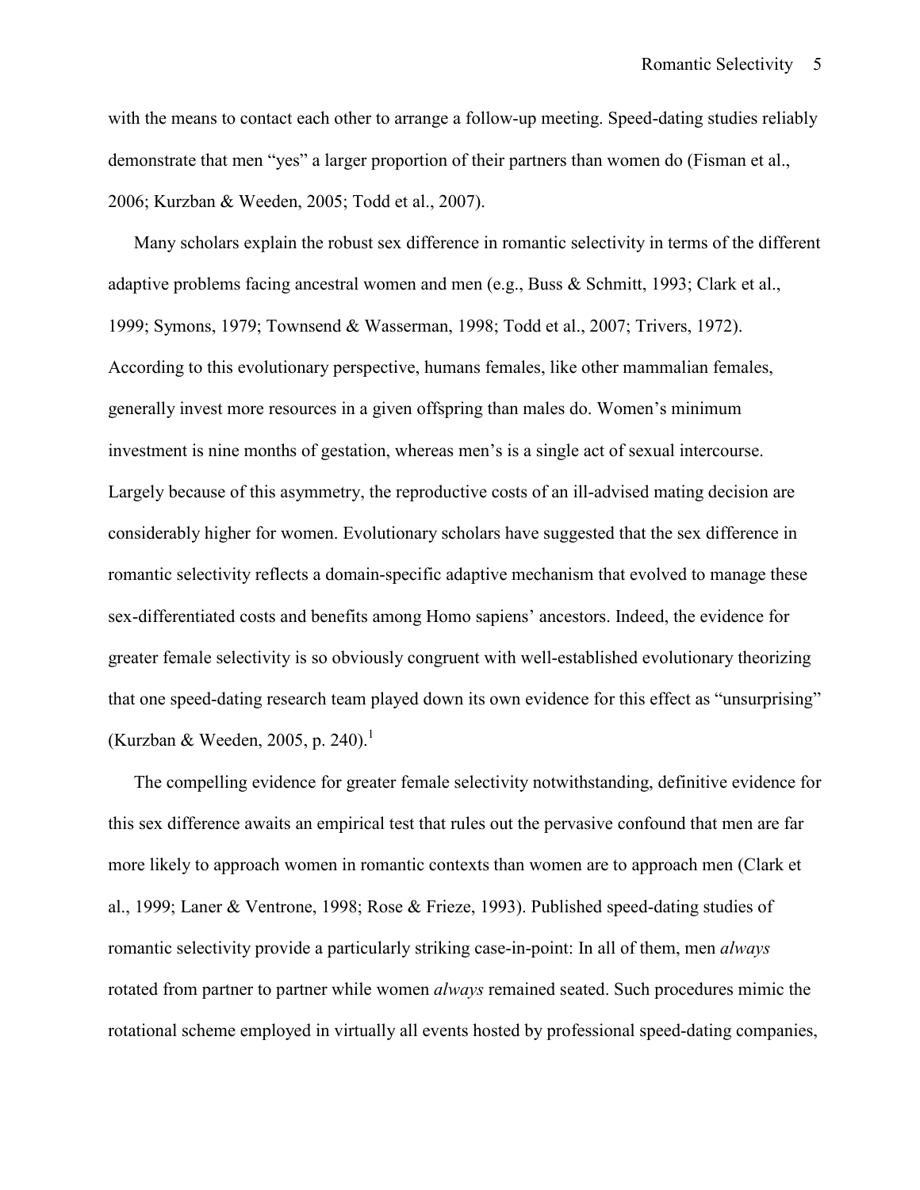with the means to contact each other to arrange a follow-up meeting. Speed-dating studies reliably demonstrate that men "yes" a larger proportion of their partners than women do (Fisman et al., 2006; Kurzban & Weeden, 2005; Todd et al., 2007).

Many scholars explain the robust sex difference in romantic selectivity in terms of the different adaptive problems facing ancestral women and men (e.g., Buss & Schmitt, 1993; Clark et al., 1999; Symons, 1979; Townsend & Wasserman, 1998; Todd et al., 2007; Trivers, 1972). According to this evolutionary perspective, humans females, like other mammalian females, generally invest more resources in a given offspring than males do. Women's minimum investment is nine months of gestation, whereas men's is a single act of sexual intercourse. Largely because of this asymmetry, the reproductive costs of an ill-advised mating decision are considerably higher for women. Evolutionary scholars have suggested that the sex difference in romantic selectivity reflects a domain-specific adaptive mechanism that evolved to manage these sex-differentiated costs and benefits among Homo sapiens' ancestors. Indeed, the evidence for greater female selectivity is so obviously congruent with well-established evolutionary theorizing that one speed-dating research team played down its own evidence for this effect as "unsurprising" (Kurzban & Weeden, 2005, p. 240).[1]

The compelling evidence for greater female selectivity notwithstanding, definitive evidence for this sex difference awaits an empirical test that rules out the pervasive confound that men are far more likely to approach women in romantic contexts than women are to approach men (Clark et al., 1999; Laner & Ventrone, 1998; Rose & Frieze, 1993). Published speed-dating studies of romantic selectivity provide a particularly striking case-in-point: In all of them, men *always* rotated from partner to partner while women *always* remained seated. Such procedures mimic the rotational scheme employed in virtually all events hosted by professional speed-dating companies,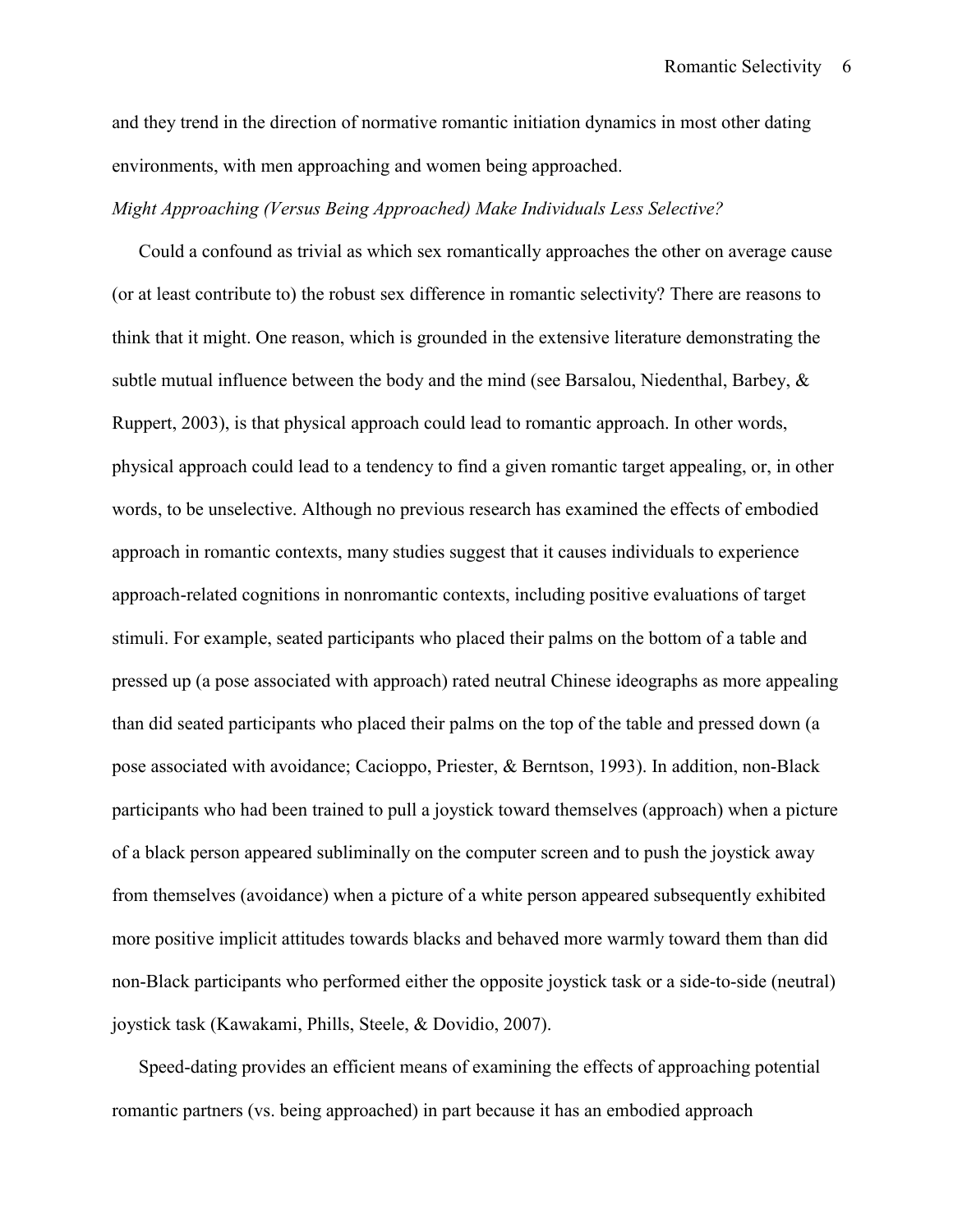and they trend in the direction of normative romantic initiation dynamics in most other dating environments, with men approaching and women being approached.

*Might Approaching (Versus Being Approached) Make Individuals Less Selective?*

Could a confound as trivial as which sex romantically approaches the other on average cause (or at least contribute to) the robust sex difference in romantic selectivity? There are reasons to think that it might. One reason, which is grounded in the extensive literature demonstrating the subtle mutual influence between the body and the mind (see Barsalou, Niedenthal, Barbey, & Ruppert, 2003), is that physical approach could lead to romantic approach. In other words, physical approach could lead to a tendency to find a given romantic target appealing, or, in other words, to be unselective. Although no previous research has examined the effects of embodied approach in romantic contexts, many studies suggest that it causes individuals to experience approach-related cognitions in nonromantic contexts, including positive evaluations of target stimuli. For example, seated participants who placed their palms on the bottom of a table and pressed up (a pose associated with approach) rated neutral Chinese ideographs as more appealing than did seated participants who placed their palms on the top of the table and pressed down (a pose associated with avoidance; Cacioppo, Priester, & Berntson, 1993). In addition, non-Black participants who had been trained to pull a joystick toward themselves (approach) when a picture of a black person appeared subliminally on the computer screen and to push the joystick away from themselves (avoidance) when a picture of a white person appeared subsequently exhibited more positive implicit attitudes towards blacks and behaved more warmly toward them than did non-Black participants who performed either the opposite joystick task or a side-to-side (neutral) joystick task (Kawakami, Phills, Steele, & Dovidio, 2007).

Speed-dating provides an efficient means of examining the effects of approaching potential romantic partners (vs. being approached) in part because it has an embodied approach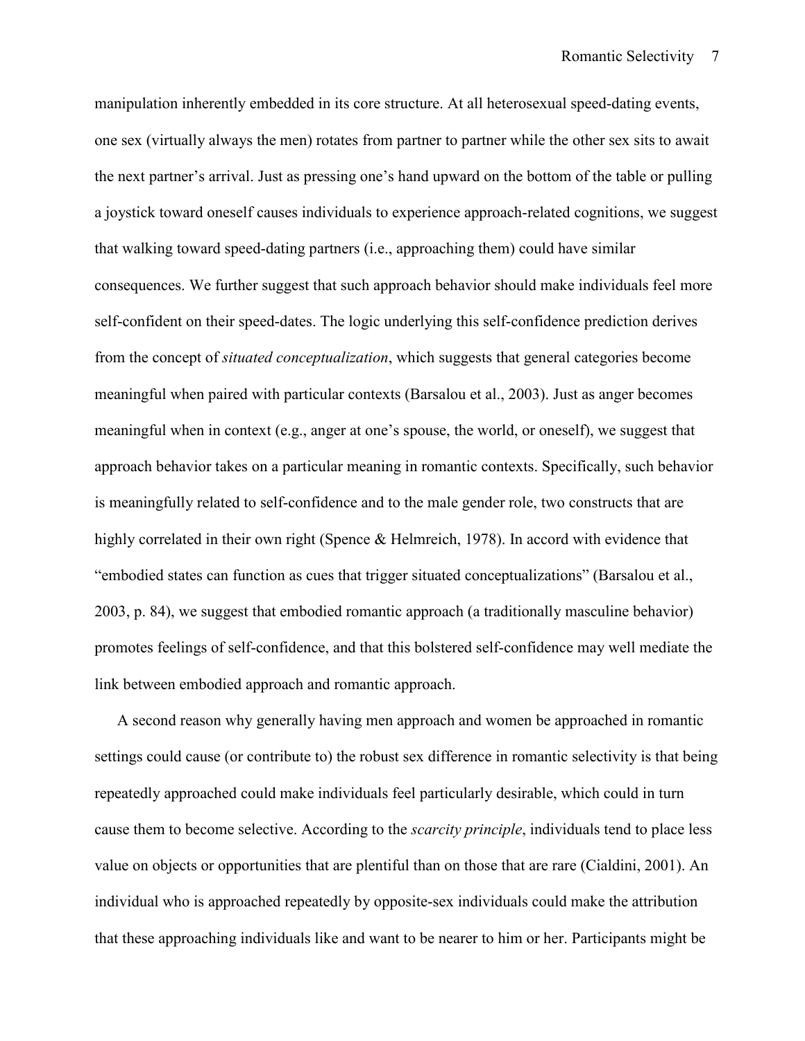manipulation inherently embedded in its core structure. At all heterosexual speed-dating events, one sex (virtually always the men) rotates from partner to partner while the other sex sits to await the next partner's arrival. Just as pressing one's hand upward on the bottom of the table or pulling a joystick toward oneself causes individuals to experience approach-related cognitions, we suggest that walking toward speed-dating partners (i.e., approaching them) could have similar consequences. We further suggest that such approach behavior should make individuals feel more self-confident on their speed-dates. The logic underlying this self-confidence prediction derives from the concept of *situated conceptualization*, which suggests that general categories become meaningful when paired with particular contexts (Barsalou et al., 2003). Just as anger becomes meaningful when in context (e.g., anger at one's spouse, the world, or oneself), we suggest that approach behavior takes on a particular meaning in romantic contexts. Specifically, such behavior is meaningfully related to self-confidence and to the male gender role, two constructs that are highly correlated in their own right (Spence & Helmreich, 1978). In accord with evidence that "embodied states can function as cues that trigger situated conceptualizations" (Barsalou et al., 2003, p. 84), we suggest that embodied romantic approach (a traditionally masculine behavior) promotes feelings of self-confidence, and that this bolstered self-confidence may well mediate the link between embodied approach and romantic approach.

A second reason why generally having men approach and women be approached in romantic settings could cause (or contribute to) the robust sex difference in romantic selectivity is that being repeatedly approached could make individuals feel particularly desirable, which could in turn cause them to become selective. According to the *scarcity principle*, individuals tend to place less value on objects or opportunities that are plentiful than on those that are rare (Cialdini, 2001). An individual who is approached repeatedly by opposite-sex individuals could make the attribution that these approaching individuals like and want to be nearer to him or her. Participants might be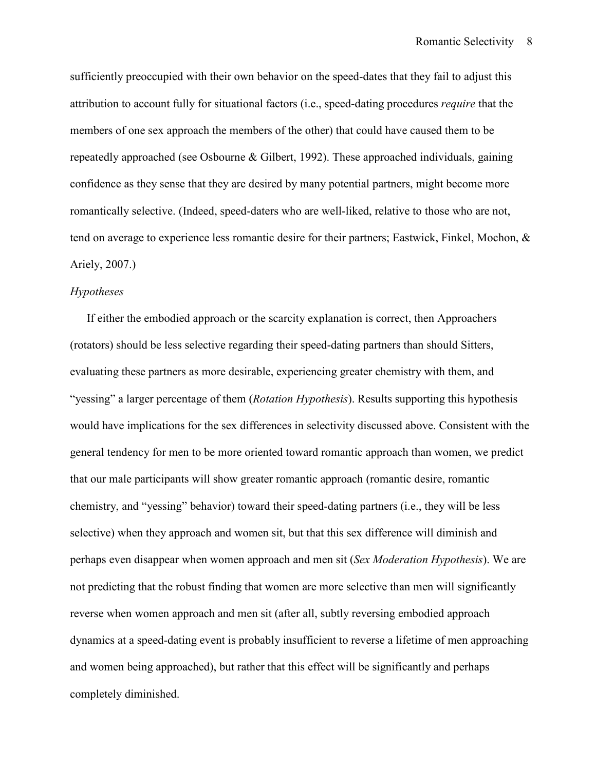sufficiently preoccupied with their own behavior on the speed-dates that they fail to adjust this attribution to account fully for situational factors (i.e., speed-dating procedures *require* that the members of one sex approach the members of the other) that could have caused them to be repeatedly approached (see Osbourne & Gilbert, 1992). These approached individuals, gaining confidence as they sense that they are desired by many potential partners, might become more romantically selective. (Indeed, speed-daters who are well-liked, relative to those who are not, tend on average to experience less romantic desire for their partners; Eastwick, Finkel, Mochon, & Ariely, 2007.)

*Hypotheses*

If either the embodied approach or the scarcity explanation is correct, then Approachers (rotators) should be less selective regarding their speed-dating partners than should Sitters, evaluating these partners as more desirable, experiencing greater chemistry with them, and "yessing" a larger percentage of them (*Rotation Hypothesis*). Results supporting this hypothesis would have implications for the sex differences in selectivity discussed above. Consistent with the general tendency for men to be more oriented toward romantic approach than women, we predict that our male participants will show greater romantic approach (romantic desire, romantic chemistry, and "yessing" behavior) toward their speed-dating partners (i.e., they will be less selective) when they approach and women sit, but that this sex difference will diminish and perhaps even disappear when women approach and men sit (*Sex Moderation Hypothesis*). We are not predicting that the robust finding that women are more selective than men will significantly reverse when women approach and men sit (after all, subtly reversing embodied approach dynamics at a speed-dating event is probably insufficient to reverse a lifetime of men approaching and women being approached), but rather that this effect will be significantly and perhaps completely diminished.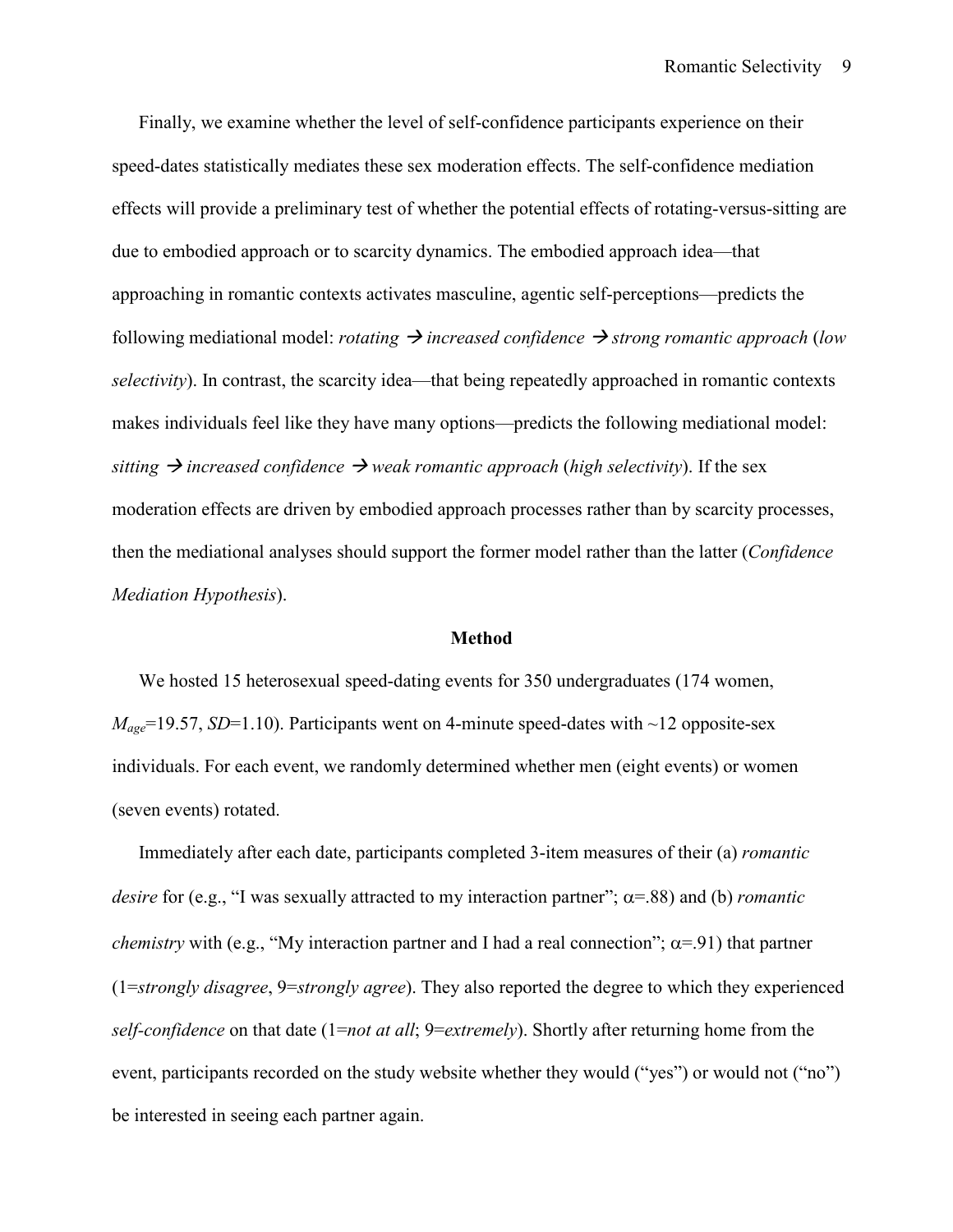Finally, we examine whether the level of self-confidence participants experience on their speed-dates statistically mediates these sex moderation effects. The self-confidence mediation effects will provide a preliminary test of whether the potential effects of rotating-versus-sitting are due to embodied approach or to scarcity dynamics. The embodied approach idea—that approaching in romantic contexts activates masculine, agentic self-perceptions—predicts the following mediational model: *rotating* → *increased confidence* → *strong romantic approach* (*low selectivity*). In contrast, the scarcity idea—that being repeatedly approached in romantic contexts makes individuals feel like they have many options—predicts the following mediational model: *sitting* → *increased confidence* → *weak romantic approach* (*high selectivity*). If the sex moderation effects are driven by embodied approach processes rather than by scarcity processes, then the mediational analyses should support the former model rather than the latter (*Confidence Mediation Hypothesis*).

## Method

We hosted 15 heterosexual speed-dating events for 350 undergraduates (174 women, $M_{age}$=19.57, *SD*=1.10). Participants went on 4-minute speed-dates with ~12 opposite-sex individuals. For each event, we randomly determined whether men (eight events) or women (seven events) rotated.

Immediately after each date, participants completed 3-item measures of their (a) *romantic desire* for (e.g., "I was sexually attracted to my interaction partner"; $\alpha$=.88) and (b) *romantic chemistry* with (e.g., "My interaction partner and I had a real connection"; $\alpha$=.91) that partner (1=*strongly disagree*, 9=*strongly agree*). They also reported the degree to which they experienced *self-confidence* on that date (1=*not at all*; 9=*extremely*). Shortly after returning home from the event, participants recorded on the study website whether they would ("yes") or would not ("no") be interested in seeing each partner again.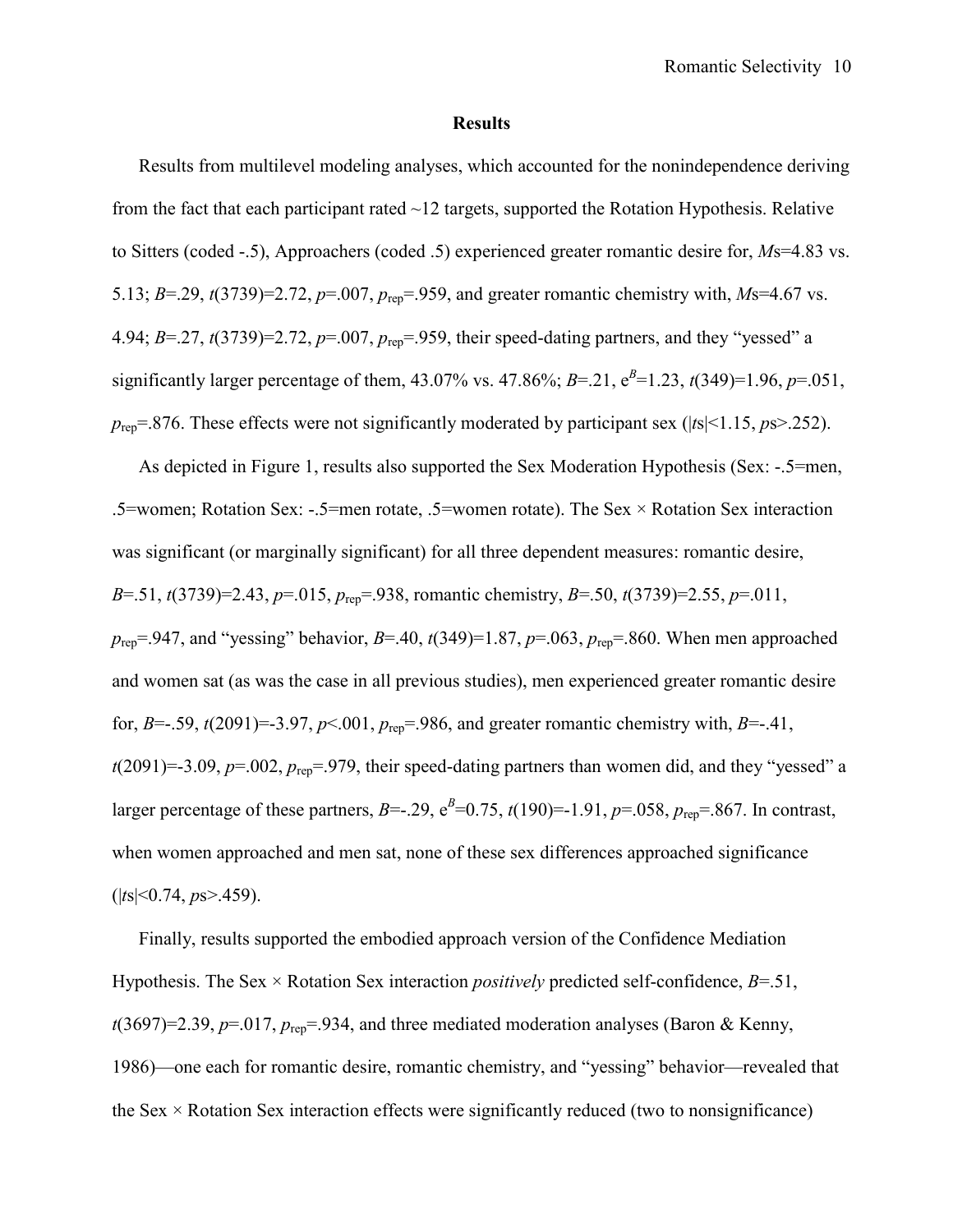**Results**

Results from multilevel modeling analyses, which accounted for the nonindependence deriving from the fact that each participant rated ~12 targets, supported the Rotation Hypothesis. Relative to Sitters (coded -.5), Approachers (coded .5) experienced greater romantic desire for, *M*s=4.83 vs. 5.13; $B$=.29, $t(3739)$=2.72, $p$=.007, $p_{rep}$=.959, and greater romantic chemistry with, *M*s=4.67 vs. 4.94; $B$=.27, $t(3739)$=2.72, $p$=.007, $p_{rep}$=.959, their speed-dating partners, and they "yessed" a significantly larger percentage of them, 43.07% vs. 47.86%; $B$=.21, $e^B$=1.23, $t(349)$=1.96, $p$=.051, $p_{rep}$=.876. These effects were not significantly moderated by participant sex ($|t\text{s}|$<1.15, *p*s>.252).

As depicted in Figure 1, results also supported the Sex Moderation Hypothesis (Sex: -.5=men, .5=women; Rotation Sex: -.5=men rotate, .5=women rotate). The Sex × Rotation Sex interaction was significant (or marginally significant) for all three dependent measures: romantic desire, $B$=.51, $t(3739)$=2.43, $p$=.015, $p_{rep}$=.938, romantic chemistry, $B$=.50, $t(3739)$=2.55, $p$=.011, $p_{rep}$=.947, and "yessing" behavior, $B$=.40, $t(349)$=1.87, $p$=.063, $p_{rep}$=.860. When men approached and women sat (as was the case in all previous studies), men experienced greater romantic desire for, $B$=-.59, $t(2091)$=-3.97, $p$<.001, $p_{rep}$=.986, and greater romantic chemistry with, $B$=-.41, $t(2091)$=-3.09, $p$=.002, $p_{rep}$=.979, their speed-dating partners than women did, and they "yessed" a larger percentage of these partners, $B$=-.29, $e^B$=0.75, $t(190)$=-1.91, $p$=.058, $p_{rep}$=.867. In contrast, when women approached and men sat, none of these sex differences approached significance ($|t\text{s}|$<0.74, *p*s>.459).

Finally, results supported the embodied approach version of the Confidence Mediation Hypothesis. The Sex × Rotation Sex interaction *positively* predicted self-confidence, $B$=.51, $t(3697)$=2.39, $p$=.017, $p_{rep}$=.934, and three mediated moderation analyses (Baron & Kenny, 1986)—one each for romantic desire, romantic chemistry, and "yessing" behavior—revealed that the Sex × Rotation Sex interaction effects were significantly reduced (two to nonsignificance)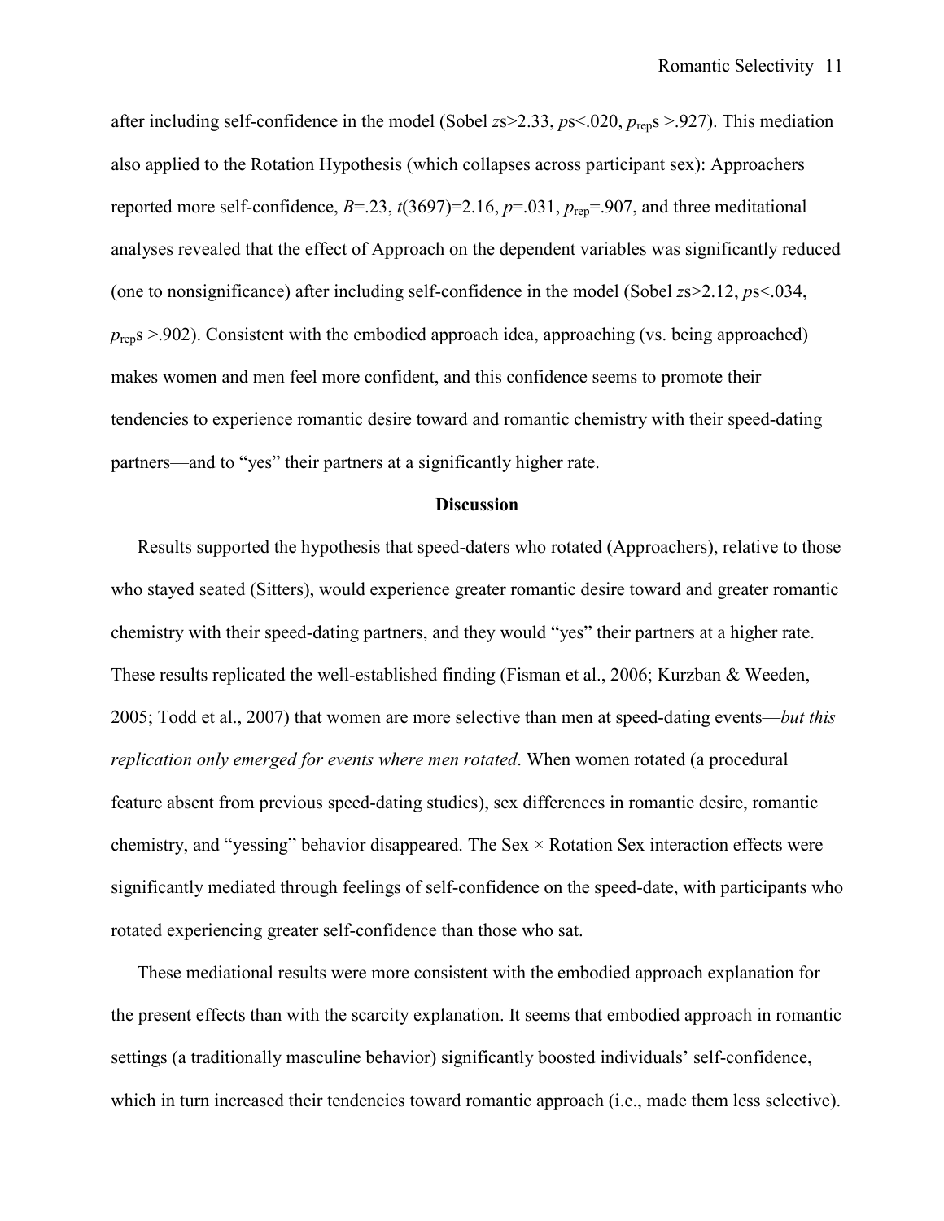after including self-confidence in the model (Sobel $z$s>2.33, $p$s<.020, $p_{rep}$s >.927). This mediation also applied to the Rotation Hypothesis (which collapses across participant sex): Approachers reported more self-confidence, $B$=.23, $t$(3697)=2.16, $p$=.031, $p_{rep}$=.907, and three meditational analyses revealed that the effect of Approach on the dependent variables was significantly reduced (one to nonsignificance) after including self-confidence in the model (Sobel $z$s>2.12, $p$s<.034, $p_{rep}$s >.902). Consistent with the embodied approach idea, approaching (vs. being approached) makes women and men feel more confident, and this confidence seems to promote their tendencies to experience romantic desire toward and romantic chemistry with their speed-dating partners—and to "yes" their partners at a significantly higher rate.

## Discussion

Results supported the hypothesis that speed-daters who rotated (Approachers), relative to those who stayed seated (Sitters), would experience greater romantic desire toward and greater romantic chemistry with their speed-dating partners, and they would "yes" their partners at a higher rate. These results replicated the well-established finding (Fisman et al., 2006; Kurzban & Weeden, 2005; Todd et al., 2007) that women are more selective than men at speed-dating events—*but this replication only emerged for events where men rotated*. When women rotated (a procedural feature absent from previous speed-dating studies), sex differences in romantic desire, romantic chemistry, and "yessing" behavior disappeared. The Sex × Rotation Sex interaction effects were significantly mediated through feelings of self-confidence on the speed-date, with participants who rotated experiencing greater self-confidence than those who sat.

These mediational results were more consistent with the embodied approach explanation for the present effects than with the scarcity explanation. It seems that embodied approach in romantic settings (a traditionally masculine behavior) significantly boosted individuals' self-confidence, which in turn increased their tendencies toward romantic approach (i.e., made them less selective).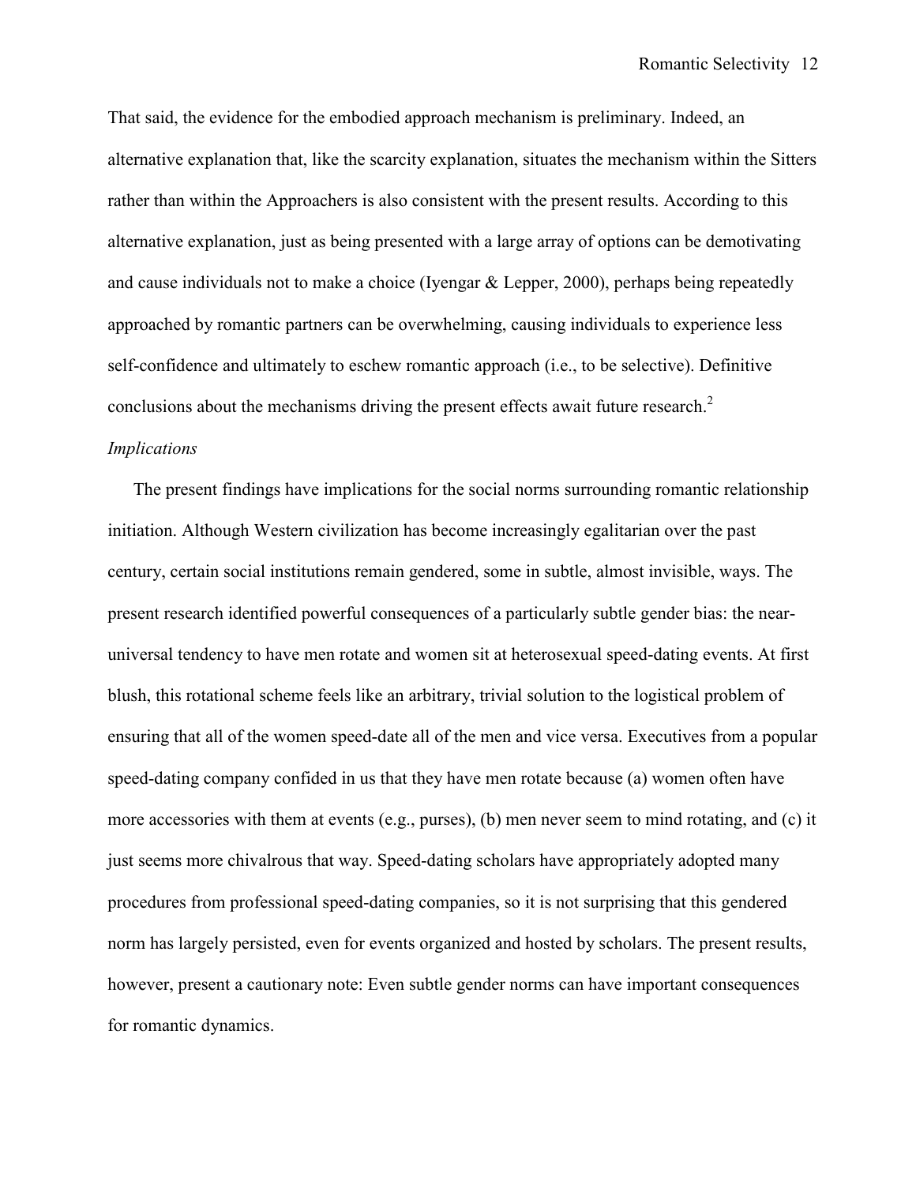That said, the evidence for the embodied approach mechanism is preliminary. Indeed, an alternative explanation that, like the scarcity explanation, situates the mechanism within the Sitters rather than within the Approachers is also consistent with the present results. According to this alternative explanation, just as being presented with a large array of options can be demotivating and cause individuals not to make a choice (Iyengar & Lepper, 2000), perhaps being repeatedly approached by romantic partners can be overwhelming, causing individuals to experience less self-confidence and ultimately to eschew romantic approach (i.e., to be selective). Definitive conclusions about the mechanisms driving the present effects await future research.[2]

*Implications*

The present findings have implications for the social norms surrounding romantic relationship initiation. Although Western civilization has become increasingly egalitarian over the past century, certain social institutions remain gendered, some in subtle, almost invisible, ways. The present research identified powerful consequences of a particularly subtle gender bias: the near-universal tendency to have men rotate and women sit at heterosexual speed-dating events. At first blush, this rotational scheme feels like an arbitrary, trivial solution to the logistical problem of ensuring that all of the women speed-date all of the men and vice versa. Executives from a popular speed-dating company confided in us that they have men rotate because (a) women often have more accessories with them at events (e.g., purses), (b) men never seem to mind rotating, and (c) it just seems more chivalrous that way. Speed-dating scholars have appropriately adopted many procedures from professional speed-dating companies, so it is not surprising that this gendered norm has largely persisted, even for events organized and hosted by scholars. The present results, however, present a cautionary note: Even subtle gender norms can have important consequences for romantic dynamics.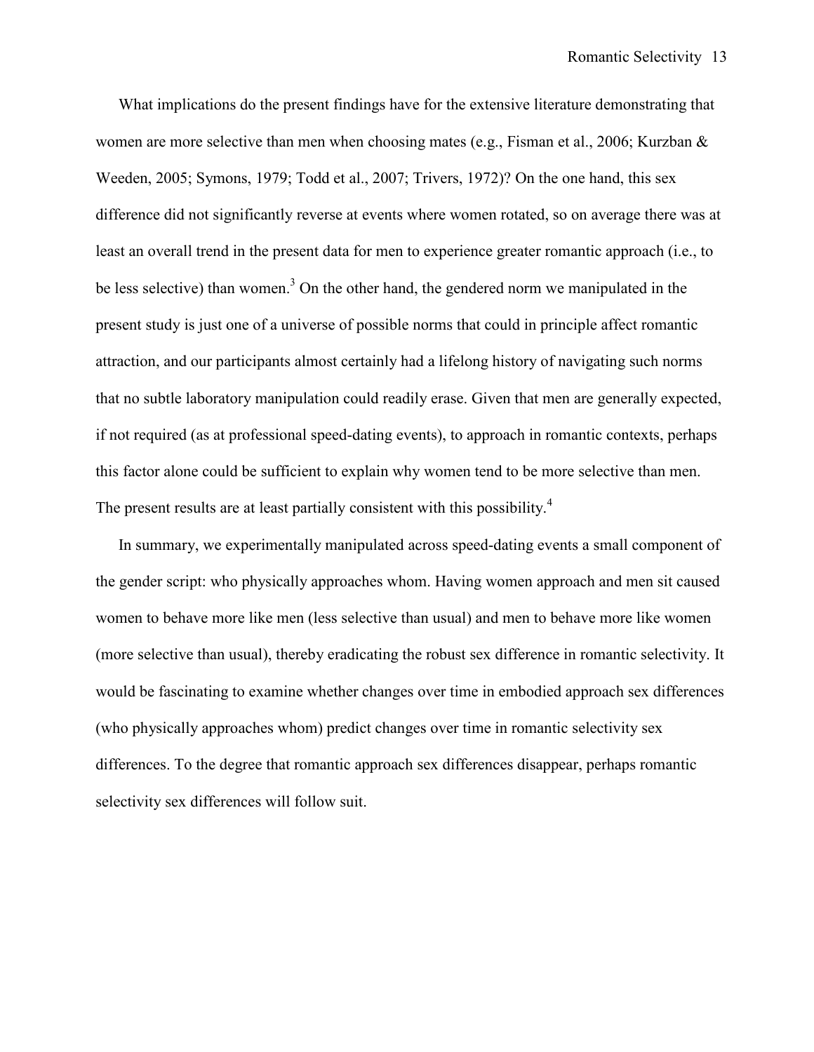What implications do the present findings have for the extensive literature demonstrating that women are more selective than men when choosing mates (e.g., Fisman et al., 2006; Kurzban & Weeden, 2005; Symons, 1979; Todd et al., 2007; Trivers, 1972)? On the one hand, this sex difference did not significantly reverse at events where women rotated, so on average there was at least an overall trend in the present data for men to experience greater romantic approach (i.e., to be less selective) than women.[3] On the other hand, the gendered norm we manipulated in the present study is just one of a universe of possible norms that could in principle affect romantic attraction, and our participants almost certainly had a lifelong history of navigating such norms that no subtle laboratory manipulation could readily erase. Given that men are generally expected, if not required (as at professional speed-dating events), to approach in romantic contexts, perhaps this factor alone could be sufficient to explain why women tend to be more selective than men. The present results are at least partially consistent with this possibility.[4]

In summary, we experimentally manipulated across speed-dating events a small component of the gender script: who physically approaches whom. Having women approach and men sit caused women to behave more like men (less selective than usual) and men to behave more like women (more selective than usual), thereby eradicating the robust sex difference in romantic selectivity. It would be fascinating to examine whether changes over time in embodied approach sex differences (who physically approaches whom) predict changes over time in romantic selectivity sex differences. To the degree that romantic approach sex differences disappear, perhaps romantic selectivity sex differences will follow suit.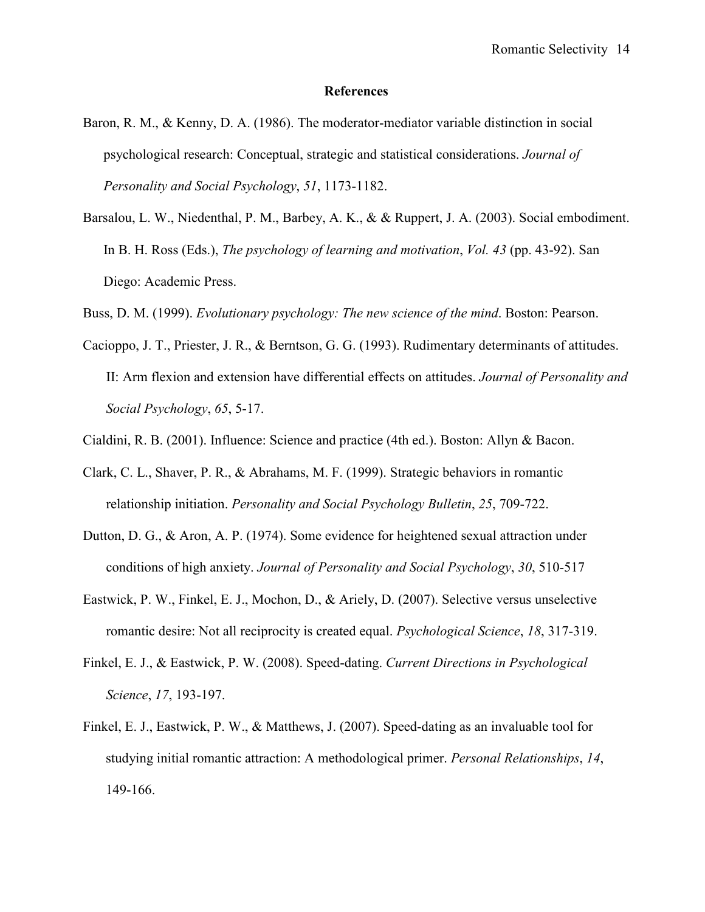## References

Baron, R. M., & Kenny, D. A. (1986). The moderator-mediator variable distinction in social psychological research: Conceptual, strategic and statistical considerations. *Journal of Personality and Social Psychology*, *51*, 1173-1182.

Barsalou, L. W., Niedenthal, P. M., Barbey, A. K., & & Ruppert, J. A. (2003). Social embodiment. In B. H. Ross (Eds.), *The psychology of learning and motivation*, *Vol. 43* (pp. 43-92). San Diego: Academic Press.

Buss, D. M. (1999). *Evolutionary psychology: The new science of the mind*. Boston: Pearson.

Cacioppo, J. T., Priester, J. R., & Berntson, G. G. (1993). Rudimentary determinants of attitudes. II: Arm flexion and extension have differential effects on attitudes. *Journal of Personality and Social Psychology*, *65*, 5-17.

Cialdini, R. B. (2001). Influence: Science and practice (4th ed.). Boston: Allyn & Bacon.

Clark, C. L., Shaver, P. R., & Abrahams, M. F. (1999). Strategic behaviors in romantic relationship initiation. *Personality and Social Psychology Bulletin*, *25*, 709-722.

Dutton, D. G., & Aron, A. P. (1974). Some evidence for heightened sexual attraction under conditions of high anxiety. *Journal of Personality and Social Psychology*, *30*, 510-517

Eastwick, P. W., Finkel, E. J., Mochon, D., & Ariely, D. (2007). Selective versus unselective romantic desire: Not all reciprocity is created equal. *Psychological Science*, *18*, 317-319.

Finkel, E. J., & Eastwick, P. W. (2008). Speed-dating. *Current Directions in Psychological Science*, *17*, 193-197.

Finkel, E. J., Eastwick, P. W., & Matthews, J. (2007). Speed-dating as an invaluable tool for studying initial romantic attraction: A methodological primer. *Personal Relationships*, *14*, 149-166.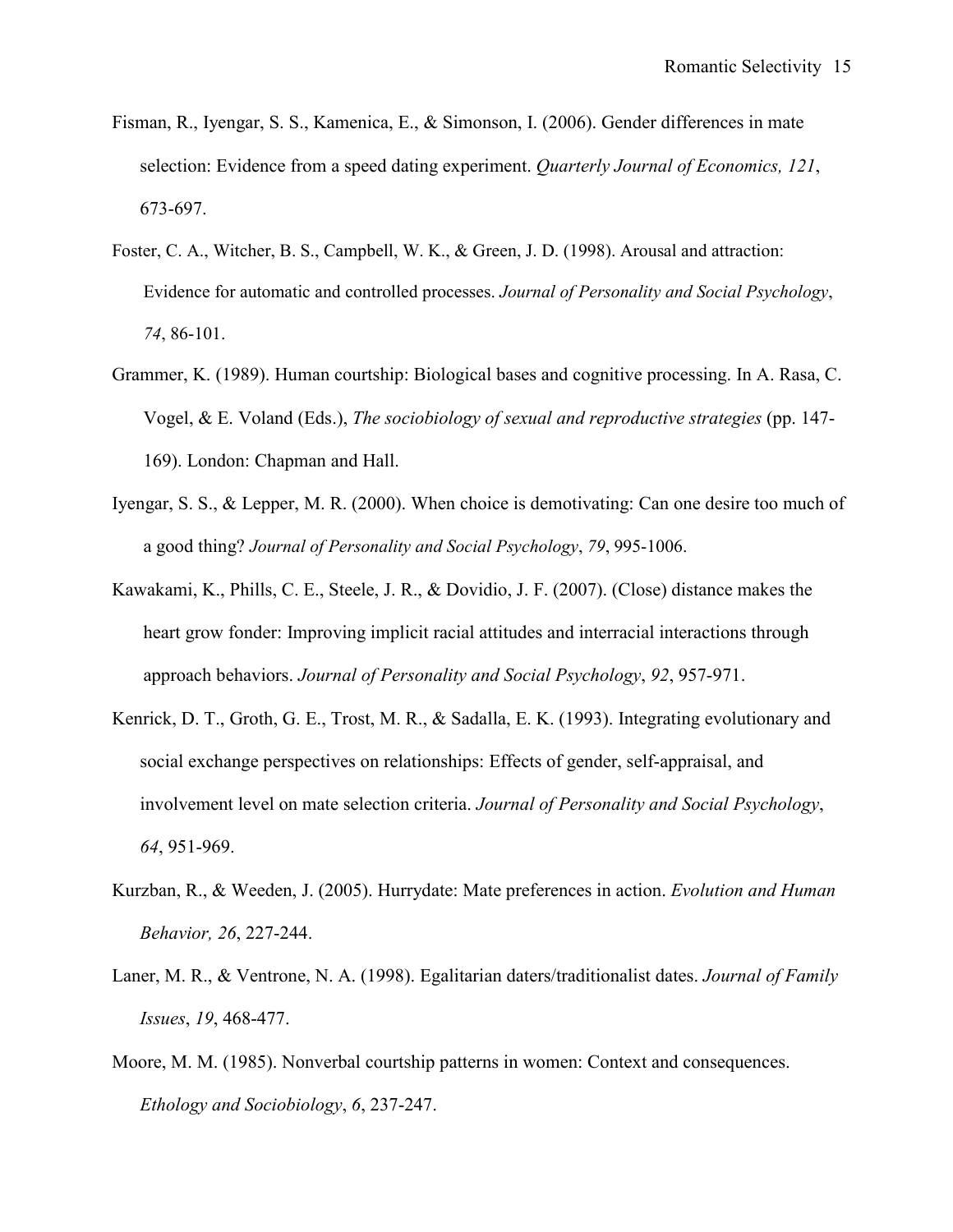Fisman, R., Iyengar, S. S., Kamenica, E., & Simonson, I. (2006). Gender differences in mate selection: Evidence from a speed dating experiment. *Quarterly Journal of Economics, 121*, 673-697.

Foster, C. A., Witcher, B. S., Campbell, W. K., & Green, J. D. (1998). Arousal and attraction: Evidence for automatic and controlled processes. *Journal of Personality and Social Psychology*, *74*, 86-101.

Grammer, K. (1989). Human courtship: Biological bases and cognitive processing. In A. Rasa, C. Vogel, & E. Voland (Eds.), *The sociobiology of sexual and reproductive strategies* (pp. 147-169). London: Chapman and Hall.

Iyengar, S. S., & Lepper, M. R. (2000). When choice is demotivating: Can one desire too much of a good thing? *Journal of Personality and Social Psychology*, *79*, 995-1006.

Kawakami, K., Phills, C. E., Steele, J. R., & Dovidio, J. F. (2007). (Close) distance makes the heart grow fonder: Improving implicit racial attitudes and interracial interactions through approach behaviors. *Journal of Personality and Social Psychology*, *92*, 957-971.

Kenrick, D. T., Groth, G. E., Trost, M. R., & Sadalla, E. K. (1993). Integrating evolutionary and social exchange perspectives on relationships: Effects of gender, self-appraisal, and involvement level on mate selection criteria. *Journal of Personality and Social Psychology*, *64*, 951-969.

Kurzban, R., & Weeden, J. (2005). Hurrydate: Mate preferences in action. *Evolution and Human Behavior, 26*, 227-244.

Laner, M. R., & Ventrone, N. A. (1998). Egalitarian daters/traditionalist dates. *Journal of Family Issues*, *19*, 468-477.

Moore, M. M. (1985). Nonverbal courtship patterns in women: Context and consequences. *Ethology and Sociobiology*, *6*, 237-247.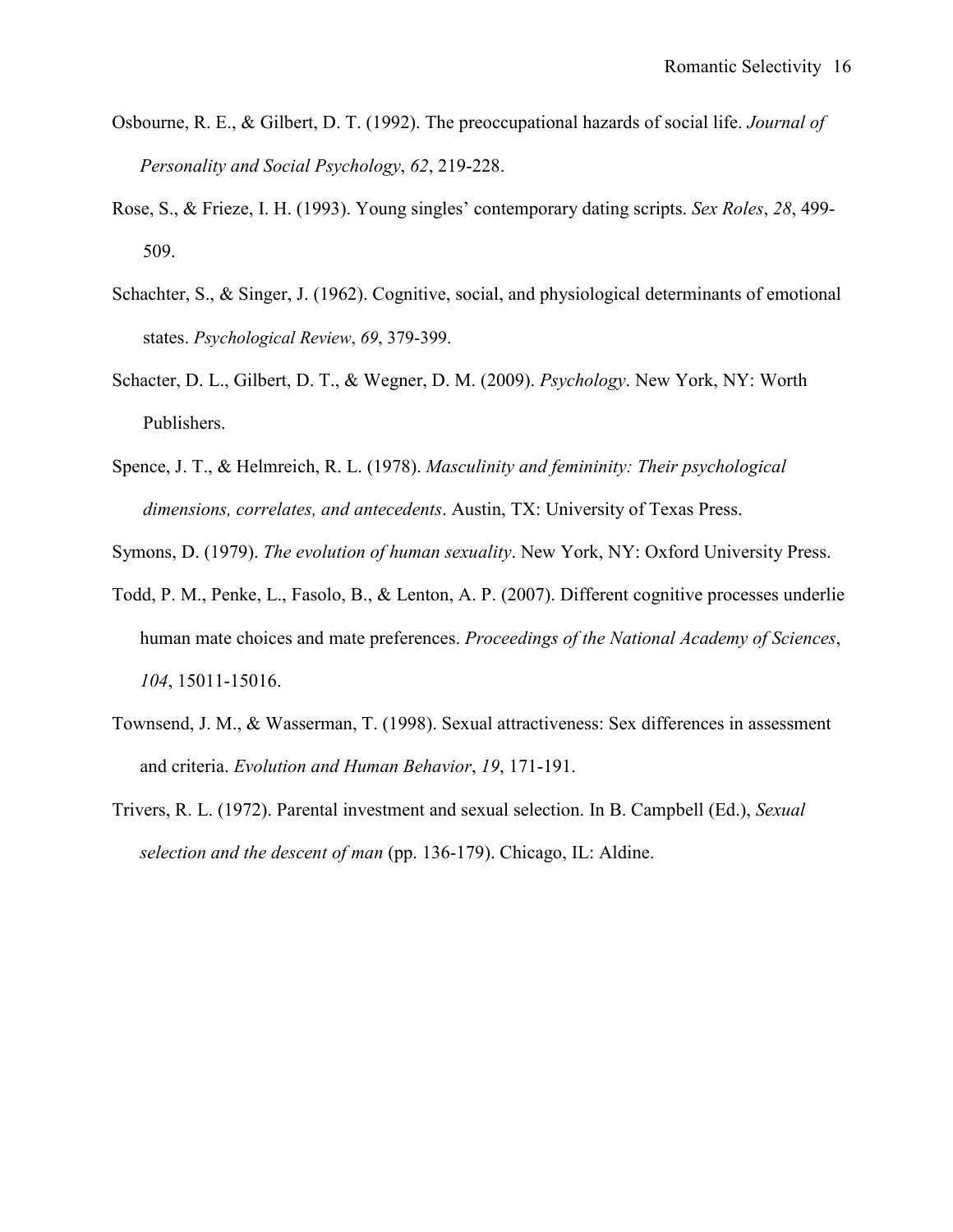Osbourne, R. E., & Gilbert, D. T. (1992). The preoccupational hazards of social life. *Journal of Personality and Social Psychology*, *62*, 219-228.

Rose, S., & Frieze, I. H. (1993). Young singles' contemporary dating scripts. *Sex Roles*, *28*, 499-509.

Schachter, S., & Singer, J. (1962). Cognitive, social, and physiological determinants of emotional states. *Psychological Review*, *69*, 379-399.

Schacter, D. L., Gilbert, D. T., & Wegner, D. M. (2009). *Psychology*. New York, NY: Worth Publishers.

Spence, J. T., & Helmreich, R. L. (1978). *Masculinity and femininity: Their psychological dimensions, correlates, and antecedents*. Austin, TX: University of Texas Press.

Symons, D. (1979). *The evolution of human sexuality*. New York, NY: Oxford University Press.

Todd, P. M., Penke, L., Fasolo, B., & Lenton, A. P. (2007). Different cognitive processes underlie human mate choices and mate preferences. *Proceedings of the National Academy of Sciences*, *104*, 15011-15016.

Townsend, J. M., & Wasserman, T. (1998). Sexual attractiveness: Sex differences in assessment and criteria. *Evolution and Human Behavior*, *19*, 171-191.

Trivers, R. L. (1972). Parental investment and sexual selection. In B. Campbell (Ed.), *Sexual selection and the descent of man* (pp. 136-179). Chicago, IL: Aldine.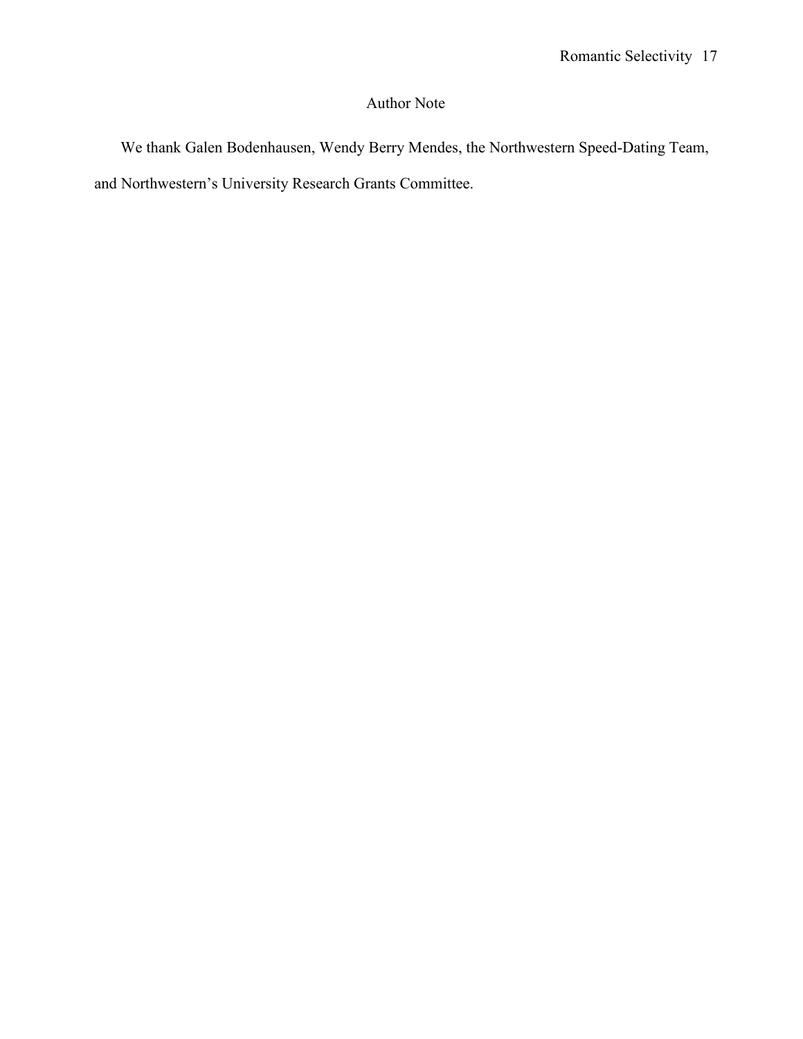# Author Note

We thank Galen Bodenhausen, Wendy Berry Mendes, the Northwestern Speed-Dating Team, and Northwestern's University Research Grants Committee.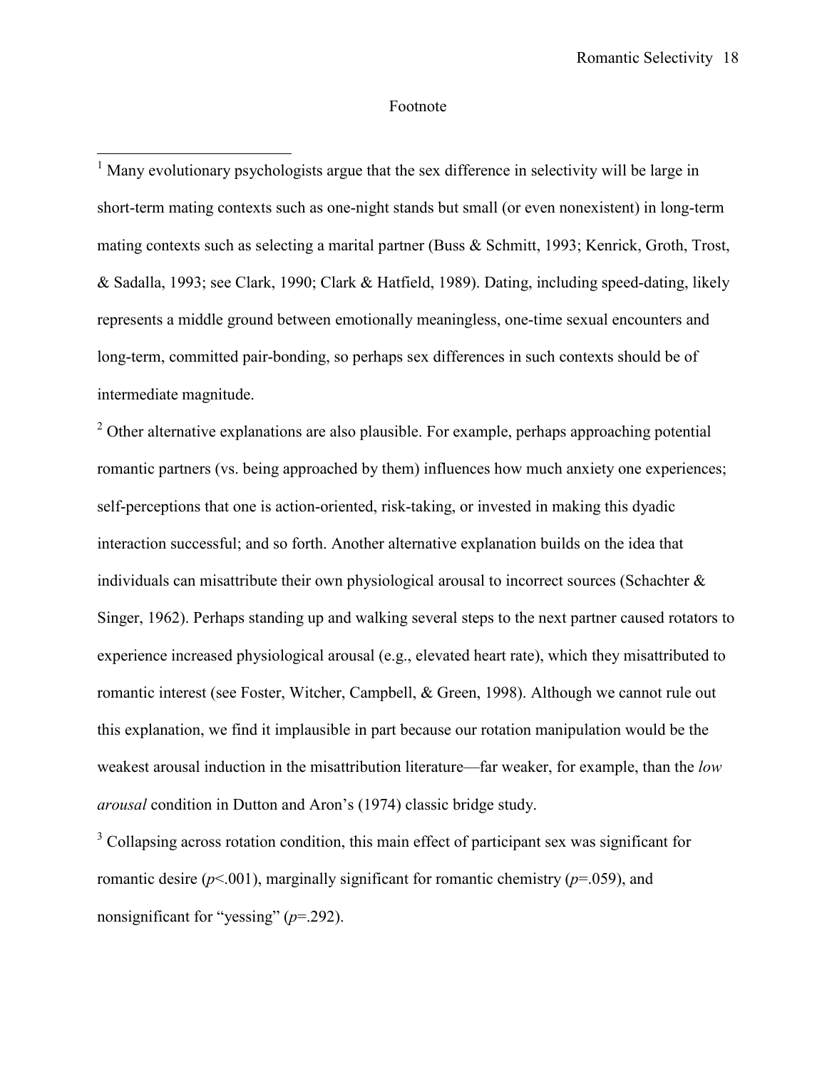# Footnote

[1] Many evolutionary psychologists argue that the sex difference in selectivity will be large in short-term mating contexts such as one-night stands but small (or even nonexistent) in long-term mating contexts such as selecting a marital partner (Buss & Schmitt, 1993; Kenrick, Groth, Trost, & Sadalla, 1993; see Clark, 1990; Clark & Hatfield, 1989). Dating, including speed-dating, likely represents a middle ground between emotionally meaningless, one-time sexual encounters and long-term, committed pair-bonding, so perhaps sex differences in such contexts should be of intermediate magnitude.

[2] Other alternative explanations are also plausible. For example, perhaps approaching potential romantic partners (vs. being approached by them) influences how much anxiety one experiences; self-perceptions that one is action-oriented, risk-taking, or invested in making this dyadic interaction successful; and so forth. Another alternative explanation builds on the idea that individuals can misattribute their own physiological arousal to incorrect sources (Schachter & Singer, 1962). Perhaps standing up and walking several steps to the next partner caused rotators to experience increased physiological arousal (e.g., elevated heart rate), which they misattributed to romantic interest (see Foster, Witcher, Campbell, & Green, 1998). Although we cannot rule out this explanation, we find it implausible in part because our rotation manipulation would be the weakest arousal induction in the misattribution literature—far weaker, for example, than the *low arousal* condition in Dutton and Aron's (1974) classic bridge study.

[3] Collapsing across rotation condition, this main effect of participant sex was significant for romantic desire ($p$<.001), marginally significant for romantic chemistry ($p$=.059), and nonsignificant for "yessing" ($p$=.292).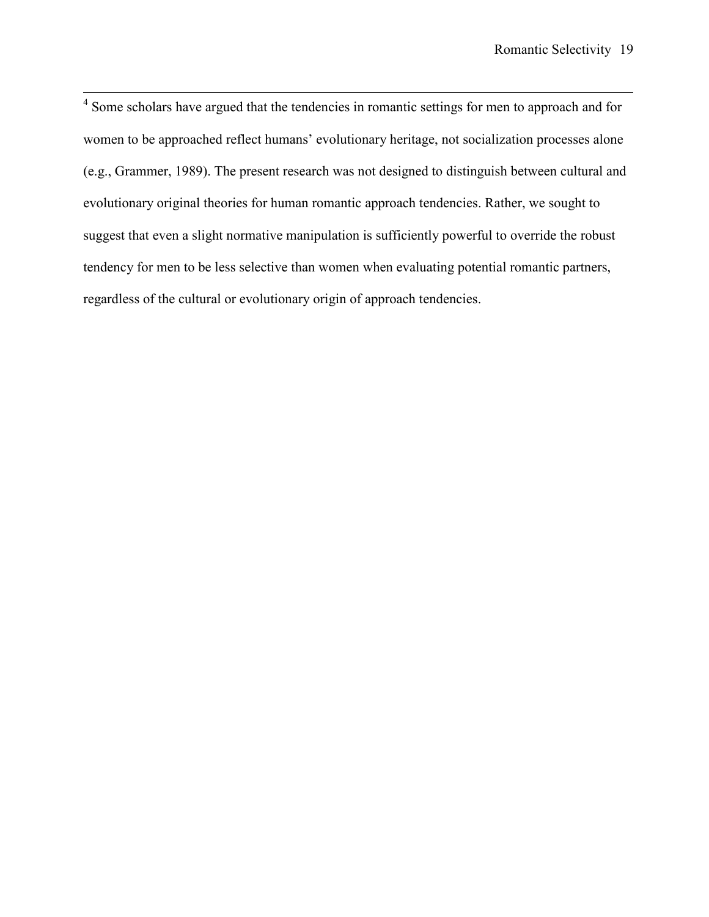[4] Some scholars have argued that the tendencies in romantic settings for men to approach and for women to be approached reflect humans' evolutionary heritage, not socialization processes alone (e.g., Grammer, 1989). The present research was not designed to distinguish between cultural and evolutionary original theories for human romantic approach tendencies. Rather, we sought to suggest that even a slight normative manipulation is sufficiently powerful to override the robust tendency for men to be less selective than women when evaluating potential romantic partners, regardless of the cultural or evolutionary origin of approach tendencies.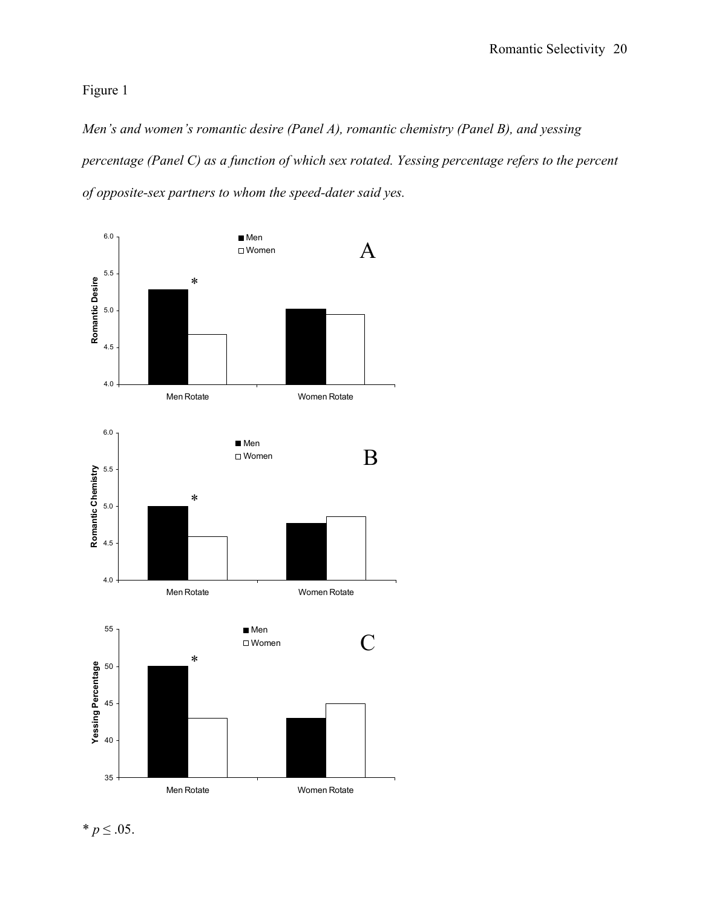Figure 1

*Men's and women's romantic desire (Panel A), romantic chemistry (Panel B), and yessing percentage (Panel C) as a function of which sex rotated. Yessing percentage refers to the percent of opposite-sex partners to whom the speed-dater said yes.*

A

Romantic Desire

6.0
5.5
5.0
4.5
4.0

Men
Women

*

Men Rotate
Women Rotate

B

Romantic Chemistry

6.0
5.5
5.0
4.5
4.0

Men
Women

*

Men Rotate
Women Rotate

C

Yessing Percentage

55
50
45
40
35

Men
Women

*

Men Rotate
Women Rotate

* $p \leq .05$.